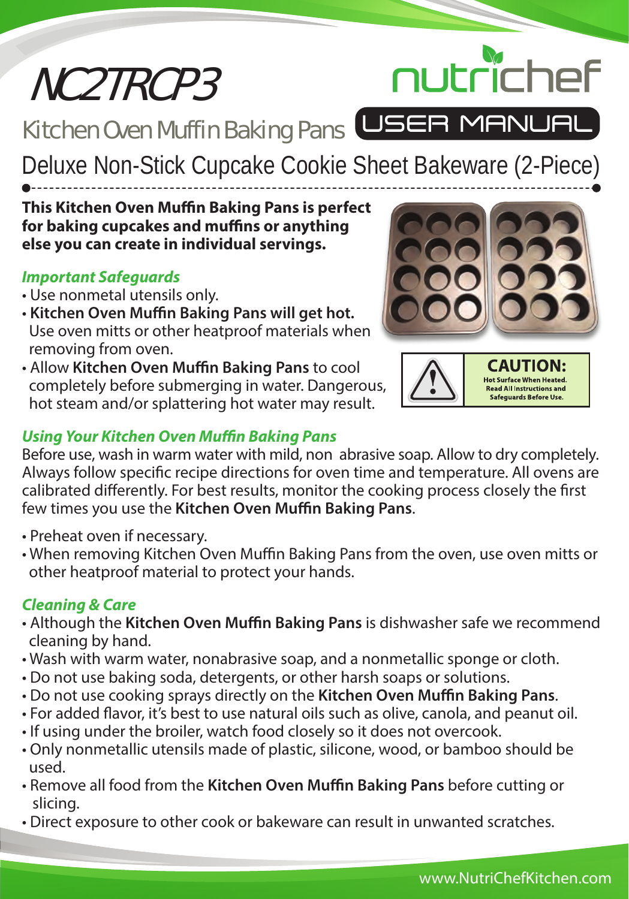# NC2TRCP3

nutrichef

## Kitchen Oven Muffin Baking Pans

USER MANUAL

## Deluxe Non-Stick Cupcake Cookie Sheet Bakeware (2-Piece)

**This Kitchen Oven Muffin Baking Pans is perfect for baking cupcakes and muffins or anything else you can create in individual servings.**

### *Important Safeguards*

- Use nonmetal utensils only.
- **Kitchen Oven Muffin Baking Pans will get hot.** Use oven mitts or other heatproof materials when removing from oven.
- Allow **Kitchen Oven Muffin Baking Pans** to cool completely before submerging in water. Dangerous, hot steam and/or splattering hot water may result.

**CAUTION:**
**Hot Surface When Heated. Read All Instructions and Safeguards Before Use.**

### *Using Your Kitchen Oven Muffin Baking Pans*

Before use, wash in warm water with mild, non abrasive soap. Allow to dry completely. Always follow specific recipe directions for oven time and temperature. All ovens are calibrated differently. For best results, monitor the cooking process closely the first few times you use the **Kitchen Oven Muffin Baking Pans**.

- Preheat oven if necessary.
- When removing Kitchen Oven Muffin Baking Pans from the oven, use oven mitts or other heatproof material to protect your hands.

### *Cleaning & Care*

- Although the **Kitchen Oven Muffin Baking Pans** is dishwasher safe we recommend cleaning by hand.
- Wash with warm water, nonabrasive soap, and a nonmetallic sponge or cloth.
- Do not use baking soda, detergents, or other harsh soaps or solutions.
- Do not use cooking sprays directly on the **Kitchen Oven Muffin Baking Pans**.
- For added flavor, it's best to use natural oils such as olive, canola, and peanut oil.
- If using under the broiler, watch food closely so it does not overcook.
- Only nonmetallic utensils made of plastic, silicone, wood, or bamboo should be used.
- Remove all food from the **Kitchen Oven Muffin Baking Pans** before cutting or slicing.
- Direct exposure to other cook or bakeware can result in unwanted scratches.

www.NutriChefKitchen.com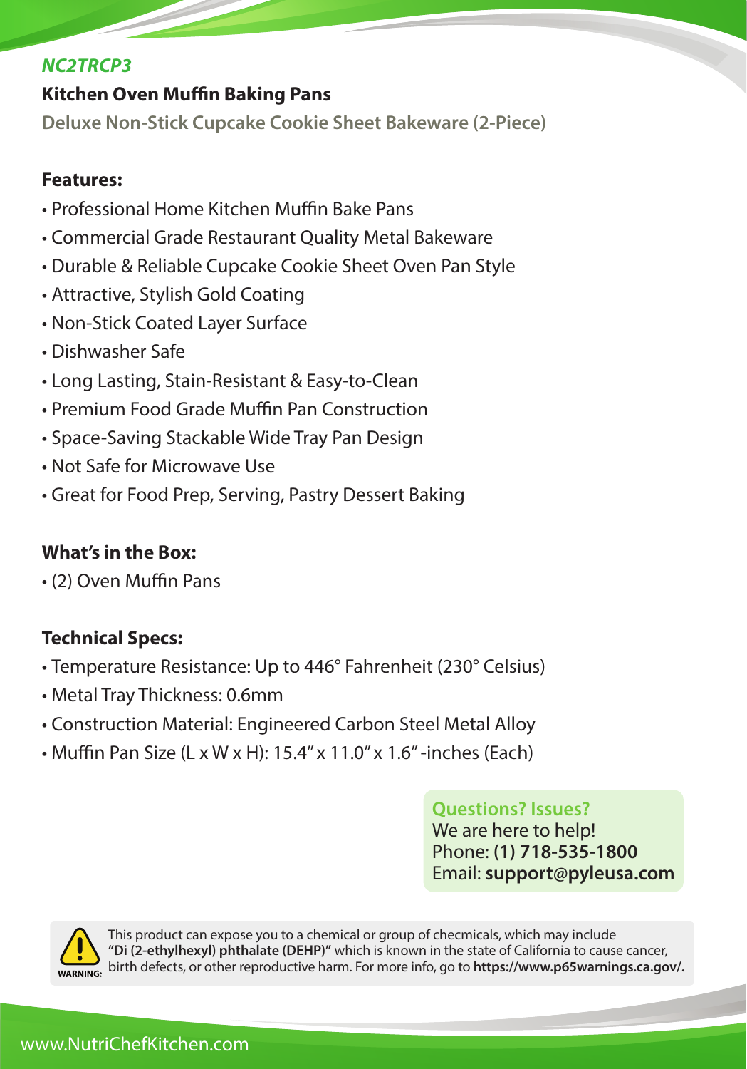*NC2TRCP3*

## Kitchen Oven Muffin Baking Pans

**Deluxe Non-Stick Cupcake Cookie Sheet Bakeware (2-Piece)**

### Features:

- Professional Home Kitchen Muffin Bake Pans
- Commercial Grade Restaurant Quality Metal Bakeware
- Durable & Reliable Cupcake Cookie Sheet Oven Pan Style
- Attractive, Stylish Gold Coating
- Non-Stick Coated Layer Surface
- Dishwasher Safe
- Long Lasting, Stain-Resistant & Easy-to-Clean
- Premium Food Grade Muffin Pan Construction
- Space-Saving Stackable Wide Tray Pan Design
- Not Safe for Microwave Use
- Great for Food Prep, Serving, Pastry Dessert Baking

### What's in the Box:

- (2) Oven Muffin Pans

### Technical Specs:

- Temperature Resistance: Up to 446° Fahrenheit (230° Celsius)
- Metal Tray Thickness: 0.6mm
- Construction Material: Engineered Carbon Steel Metal Alloy
- Muffin Pan Size (L x W x H): 15.4" x 11.0" x 1.6" -inches (Each)

**Questions? Issues?**
We are here to help!
Phone: **(1) 718-535-1800**
Email: **support@pyleusa.com**

**WARNING:** This product can expose you to a chemical or group of checmicals, which may include **"Di (2-ethylhexyl) phthalate (DEHP)"** which is known in the state of California to cause cancer, birth defects, or other reproductive harm. For more info, go to **https://www.p65warnings.ca.gov/.**

www.NutriChefKitchen.com